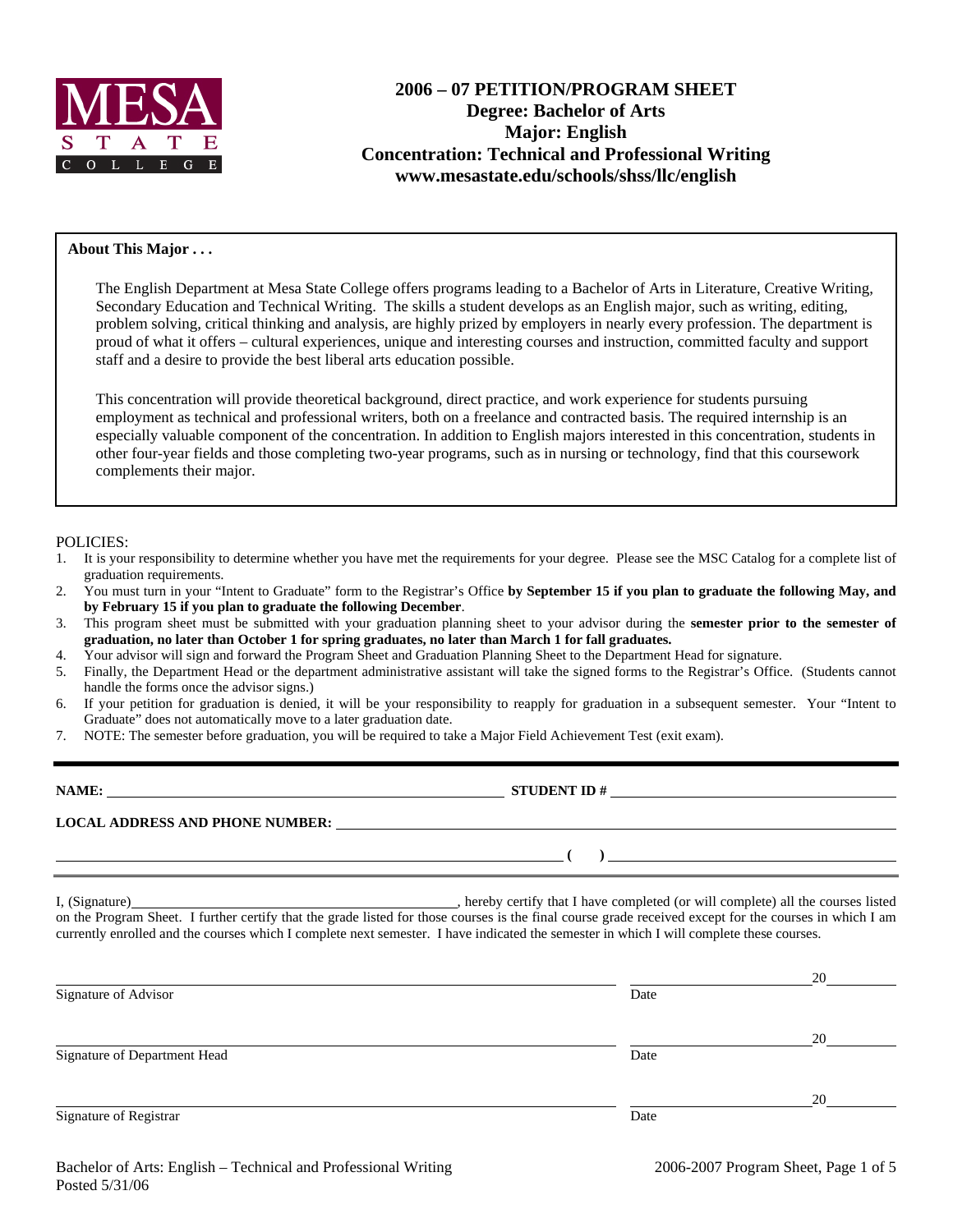MESA STATE COLLEGE

# 2006 – 07 PETITION/PROGRAM SHEET
## Degree: Bachelor of Arts
## Major: English
## Concentration: Technical and Professional Writing
## www.mesastate.edu/schools/shss/llc/english

**About This Major . . .**

The English Department at Mesa State College offers programs leading to a Bachelor of Arts in Literature, Creative Writing, Secondary Education and Technical Writing. The skills a student develops as an English major, such as writing, editing, problem solving, critical thinking and analysis, are highly prized by employers in nearly every profession. The department is proud of what it offers – cultural experiences, unique and interesting courses and instruction, committed faculty and support staff and a desire to provide the best liberal arts education possible.

This concentration will provide theoretical background, direct practice, and work experience for students pursuing employment as technical and professional writers, both on a freelance and contracted basis. The required internship is an especially valuable component of the concentration. In addition to English majors interested in this concentration, students in other four-year fields and those completing two-year programs, such as in nursing or technology, find that this coursework complements their major.

POLICIES:

1. It is your responsibility to determine whether you have met the requirements for your degree. Please see the MSC Catalog for a complete list of graduation requirements.
2. You must turn in your "Intent to Graduate" form to the Registrar's Office **by September 15 if you plan to graduate the following May, and by February 15 if you plan to graduate the following December**.
3. This program sheet must be submitted with your graduation planning sheet to your advisor during the **semester prior to the semester of graduation, no later than October 1 for spring graduates, no later than March 1 for fall graduates.**
4. Your advisor will sign and forward the Program Sheet and Graduation Planning Sheet to the Department Head for signature.
5. Finally, the Department Head or the department administrative assistant will take the signed forms to the Registrar's Office. (Students cannot handle the forms once the advisor signs.)
6. If your petition for graduation is denied, it will be your responsibility to reapply for graduation in a subsequent semester. Your "Intent to Graduate" does not automatically move to a later graduation date.
7. NOTE: The semester before graduation, you will be required to take a Major Field Achievement Test (exit exam).

**NAME:** ______________________________ **STUDENT ID #** ______________________________

**LOCAL ADDRESS AND PHONE NUMBER:** ______________________________

______________________________ **( )** ______________________________

I, (Signature)______________________________, hereby certify that I have completed (or will complete) all the courses listed on the Program Sheet. I further certify that the grade listed for those courses is the final course grade received except for the courses in which I am currently enrolled and the courses which I complete next semester. I have indicated the semester in which I will complete these courses.

______________________________ ______________ 20______
Signature of Advisor Date

______________________________ ______________ 20______
Signature of Department Head Date

______________________________ ______________ 20______
Signature of Registrar Date

Bachelor of Arts: English – Technical and Professional Writing
Posted 5/31/06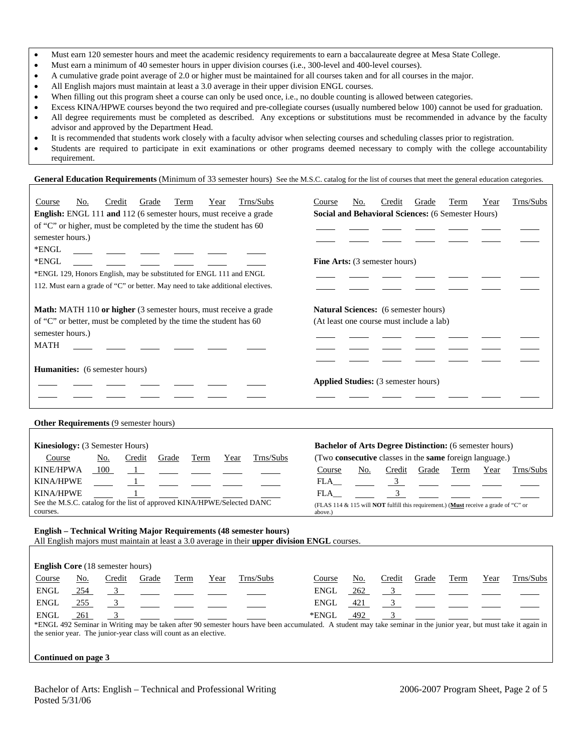- Must earn 120 semester hours and meet the academic residency requirements to earn a baccalaureate degree at Mesa State College.
- Must earn a minimum of 40 semester hours in upper division courses (i.e., 300-level and 400-level courses).
- A cumulative grade point average of 2.0 or higher must be maintained for all courses taken and for all courses in the major.
- All English majors must maintain at least a 3.0 average in their upper division ENGL courses.
- When filling out this program sheet a course can only be used once, i.e., no double counting is allowed between categories.
- Excess KINA/HPWE courses beyond the two required and pre-collegiate courses (usually numbered below 100) cannot be used for graduation.
- All degree requirements must be completed as described. Any exceptions or substitutions must be recommended in advance by the faculty advisor and approved by the Department Head.
- It is recommended that students work closely with a faculty advisor when selecting courses and scheduling classes prior to registration.
- Students are required to participate in exit examinations or other programs deemed necessary to comply with the college accountability requirement.

## General Education Requirements

**General Education Requirements** (Minimum of 33 semester hours) See the M.S.C. catalog for the list of courses that meet the general education categories.

**English:** ENGL 111 **and** 112 (6 semester hours, must receive a grade of "C" or higher, must be completed by the time the student has 60 semester hours.)

| Course | No. | Credit | Grade | Term | Year | Trns/Subs |
|---|---|---|---|---|---|---|
| *ENGL | | | | | | |
| *ENGL | | | | | | |

*ENGL 129, Honors English, may be substituted for ENGL 111 and ENGL 112. Must earn a grade of "C" or better. May need to take additional electives.

**Math:** MATH 110 **or higher** (3 semester hours, must receive a grade of "C" or better, must be completed by the time the student has 60 semester hours.)

| Course | No. | Credit | Grade | Term | Year | Trns/Subs |
|---|---|---|---|---|---|---|
| MATH | | | | | | |

**Humanities:** (6 semester hours)

| Course | No. | Credit | Grade | Term | Year | Trns/Subs |
|---|---|---|---|---|---|---|
| | | | | | | |
| | | | | | | |

**Social and Behavioral Sciences:** (6 Semester Hours)

| Course | No. | Credit | Grade | Term | Year | Trns/Subs |
|---|---|---|---|---|---|---|
| | | | | | | |
| | | | | | | |

**Fine Arts:** (3 semester hours)

| Course | No. | Credit | Grade | Term | Year | Trns/Subs |
|---|---|---|---|---|---|---|
| | | | | | | |
| | | | | | | |

**Natural Sciences:** (6 semester hours)
(At least one course must include a lab)

| Course | No. | Credit | Grade | Term | Year | Trns/Subs |
|---|---|---|---|---|---|---|
| | | | | | | |
| | | | | | | |
| | | | | | | |

**Applied Studies:** (3 semester hours)

| Course | No. | Credit | Grade | Term | Year | Trns/Subs |
|---|---|---|---|---|---|---|
| | | | | | | |

## Other Requirements

**Other Requirements** (9 semester hours)

**Kinesiology:** (3 Semester Hours)

| Course | No. | Credit | Grade | Term | Year | Trns/Subs |
|---|---|---|---|---|---|---|
| KINE/HPWA | 100 | 1 | | | | |
| KINA/HPWE | | 1 | | | | |
| KINA/HPWE | | 1 | | | | |

See the M.S.C. catalog for the list of approved KINA/HPWE/Selected DANC courses.

**Bachelor of Arts Degree Distinction:** (6 semester hours)
(Two **consecutive** classes in the **same** foreign language.)

| Course | No. | Credit | Grade | Term | Year | Trns/Subs |
|---|---|---|---|---|---|---|
| FLA__ | | 3 | | | | |
| FLA__ | | 3 | | | | |

(FLAS 114 & 115 will **NOT** fulfill this requirement.) (**Must** receive a grade of "C" or above.)

## English – Technical Writing Major Requirements (48 semester hours)

All English majors must maintain at least a 3.0 average in their **upper division ENGL** courses.

**English Core** (18 semester hours)

| Course | No. | Credit | Grade | Term | Year | Trns/Subs |
|---|---|---|---|---|---|---|
| ENGL | 254 | 3 | | | | |
| ENGL | 255 | 3 | | | | |
| ENGL | 261 | 3 | | | | |
| ENGL | 262 | 3 | | | | |
| ENGL | 421 | 3 | | | | |
| *ENGL | 492 | 3 | | | | |

*ENGL 492 Seminar in Writing may be taken after 90 semester hours have been accumulated. A student may take seminar in the junior year, but must take it again in the senior year. The junior-year class will count as an elective.

**Continued on page 3**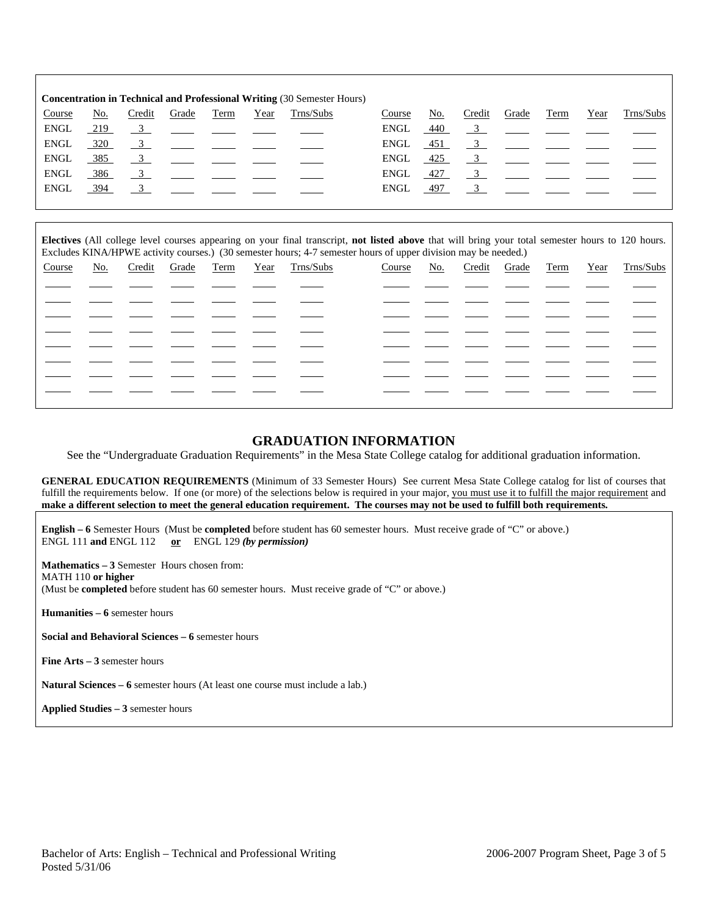**Concentration in Technical and Professional Writing** (30 Semester Hours)

| Course | No. | Credit | Grade | Term | Year | Trns/Subs | Course | No. | Credit | Grade | Term | Year | Trns/Subs |
|---|---|---|---|---|---|---|---|---|---|---|---|---|---|
| ENGL | 219 | 3 | | | | | ENGL | 440 | 3 | | | | |
| ENGL | 320 | 3 | | | | | ENGL | 451 | 3 | | | | |
| ENGL | 385 | 3 | | | | | ENGL | 425 | 3 | | | | |
| ENGL | 386 | 3 | | | | | ENGL | 427 | 3 | | | | |
| ENGL | 394 | 3 | | | | | ENGL | 497 | 3 | | | | |

**Electives** (All college level courses appearing on your final transcript, **not listed above** that will bring your total semester hours to 120 hours. Excludes KINA/HPWE activity courses.) (30 semester hours; 4-7 semester hours of upper division may be needed.)

| Course | No. | Credit | Grade | Term | Year | Trns/Subs | Course | No. | Credit | Grade | Term | Year | Trns/Subs |
|---|---|---|---|---|---|---|---|---|---|---|---|---|---|
| | | | | | | | | | | | | | |
| | | | | | | | | | | | | | |
| | | | | | | | | | | | | | |
| | | | | | | | | | | | | | |
| | | | | | | | | | | | | | |
| | | | | | | | | | | | | | |
| | | | | | | | | | | | | | |
| | | | | | | | | | | | | | |

## GRADUATION INFORMATION

See the "Undergraduate Graduation Requirements" in the Mesa State College catalog for additional graduation information.

**GENERAL EDUCATION REQUIREMENTS** (Minimum of 33 Semester Hours) See current Mesa State College catalog for list of courses that fulfill the requirements below. If one (or more) of the selections below is required in your major, you must use it to fulfill the major requirement and **make a different selection to meet the general education requirement. The courses may not be used to fulfill both requirements.**

**English – 6** Semester Hours (Must be **completed** before student has 60 semester hours. Must receive grade of "C" or above.)
ENGL 111 **and** ENGL 112 **or** ENGL 129 ***(by permission)***

**Mathematics – 3** Semester Hours chosen from:
MATH 110 **or higher**
(Must be **completed** before student has 60 semester hours. Must receive grade of "C" or above.)

**Humanities – 6** semester hours

**Social and Behavioral Sciences – 6** semester hours

**Fine Arts – 3** semester hours

**Natural Sciences – 6** semester hours (At least one course must include a lab.)

**Applied Studies – 3** semester hours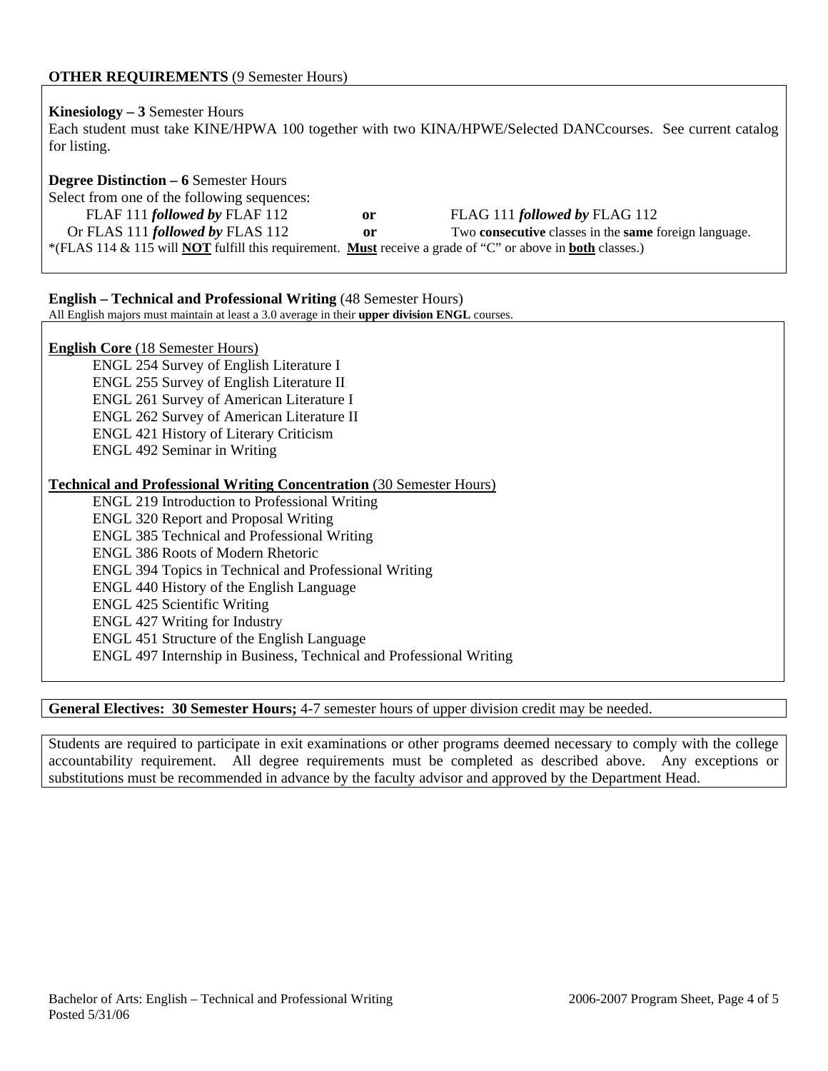**OTHER REQUIREMENTS** (9 Semester Hours)

**Kinesiology – 3** Semester Hours
Each student must take KINE/HPWA 100 together with two KINA/HPWE/Selected DANCcourses. See current catalog for listing.

**Degree Distinction – 6** Semester Hours
Select from one of the following sequences:

FLAF 111 ***followed by*** FLAF 112 **or** FLAG 111 ***followed by*** FLAG 112
Or FLAS 111 ***followed by*** FLAS 112 **or** Two **consecutive** classes in the **same** foreign language.

*(FLAS 114 & 115 will **NOT** fulfill this requirement. **Must** receive a grade of "C" or above in **both** classes.)

**English – Technical and Professional Writing** (48 Semester Hours)
All English majors must maintain at least a 3.0 average in their **upper division ENGL** courses.

**English Core** (18 Semester Hours)

- ENGL 254 Survey of English Literature I
- ENGL 255 Survey of English Literature II
- ENGL 261 Survey of American Literature I
- ENGL 262 Survey of American Literature II
- ENGL 421 History of Literary Criticism
- ENGL 492 Seminar in Writing

**Technical and Professional Writing Concentration** (30 Semester Hours)

- ENGL 219 Introduction to Professional Writing
- ENGL 320 Report and Proposal Writing
- ENGL 385 Technical and Professional Writing
- ENGL 386 Roots of Modern Rhetoric
- ENGL 394 Topics in Technical and Professional Writing
- ENGL 440 History of the English Language
- ENGL 425 Scientific Writing
- ENGL 427 Writing for Industry
- ENGL 451 Structure of the English Language
- ENGL 497 Internship in Business, Technical and Professional Writing

**General Electives: 30 Semester Hours;** 4-7 semester hours of upper division credit may be needed.

Students are required to participate in exit examinations or other programs deemed necessary to comply with the college accountability requirement. All degree requirements must be completed as described above. Any exceptions or substitutions must be recommended in advance by the faculty advisor and approved by the Department Head.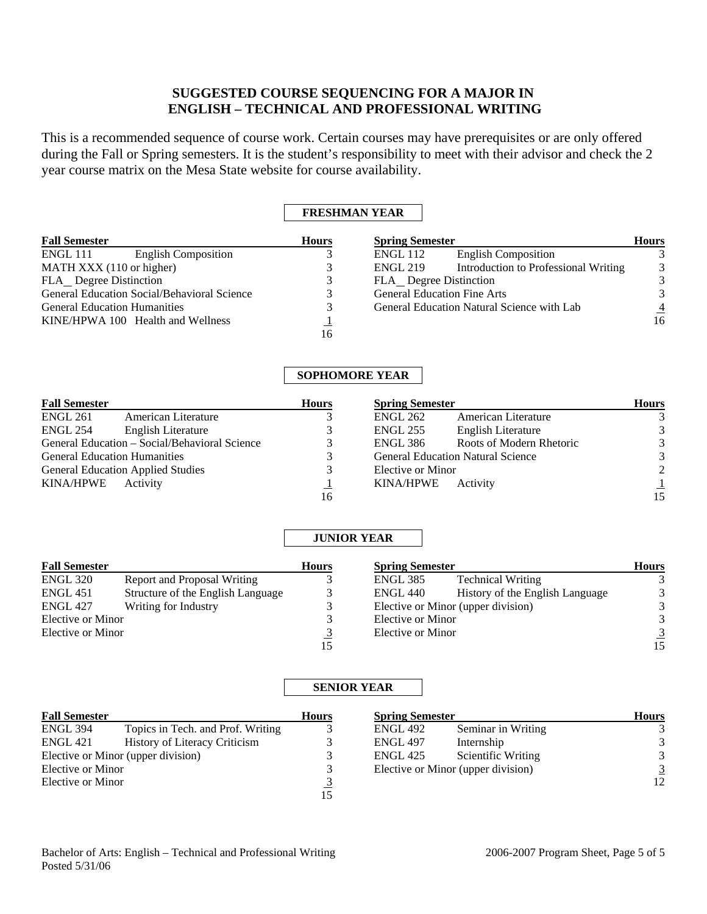# SUGGESTED COURSE SEQUENCING FOR A MAJOR IN ENGLISH – TECHNICAL AND PROFESSIONAL WRITING

This is a recommended sequence of course work. Certain courses may have prerequisites or are only offered during the Fall or Spring semesters. It is the student's responsibility to meet with their advisor and check the 2 year course matrix on the Mesa State website for course availability.

## FRESHMAN YEAR

| Fall Semester | | Hours |
|---|---|---|
| ENGL 111 | English Composition | 3 |
| MATH XXX (110 or higher) | | 3 |
| FLA_ Degree Distinction | | 3 |
| General Education Social/Behavioral Science | | 3 |
| General Education Humanities | | 3 |
| KINE/HPWA 100 | Health and Wellness | 1 |
| | | 16 |

| Spring Semester | | Hours |
|---|---|---|
| ENGL 112 | English Composition | 3 |
| ENGL 219 | Introduction to Professional Writing | 3 |
| FLA_ Degree Distinction | | 3 |
| General Education Fine Arts | | 3 |
| General Education Natural Science with Lab | | 4 |
| | | 16 |

## SOPHOMORE YEAR

| Fall Semester | | Hours |
|---|---|---|
| ENGL 261 | American Literature | 3 |
| ENGL 254 | English Literature | 3 |
| General Education – Social/Behavioral Science | | 3 |
| General Education Humanities | | 3 |
| General Education Applied Studies | | 3 |
| KINA/HPWE | Activity | 1 |
| | | 16 |

| Spring Semester | | Hours |
|---|---|---|
| ENGL 262 | American Literature | 3 |
| ENGL 255 | English Literature | 3 |
| ENGL 386 | Roots of Modern Rhetoric | 3 |
| General Education Natural Science | | 3 |
| Elective or Minor | | 2 |
| KINA/HPWE | Activity | 1 |
| | | 15 |

## JUNIOR YEAR

| Fall Semester | | Hours |
|---|---|---|
| ENGL 320 | Report and Proposal Writing | 3 |
| ENGL 451 | Structure of the English Language | 3 |
| ENGL 427 | Writing for Industry | 3 |
| Elective or Minor | | 3 |
| Elective or Minor | | 3 |
| | | 15 |

| Spring Semester | | Hours |
|---|---|---|
| ENGL 385 | Technical Writing | 3 |
| ENGL 440 | History of the English Language | 3 |
| Elective or Minor (upper division) | | 3 |
| Elective or Minor | | 3 |
| Elective or Minor | | 3 |
| | | 15 |

## SENIOR YEAR

| Fall Semester | | Hours |
|---|---|---|
| ENGL 394 | Topics in Tech. and Prof. Writing | 3 |
| ENGL 421 | History of Literacy Criticism | 3 |
| Elective or Minor (upper division) | | 3 |
| Elective or Minor | | 3 |
| Elective or Minor | | 3 |
| | | 15 |

| Spring Semester | | Hours |
|---|---|---|
| ENGL 492 | Seminar in Writing | 3 |
| ENGL 497 | Internship | 3 |
| ENGL 425 | Scientific Writing | 3 |
| Elective or Minor (upper division) | | 3 |
| | | 12 |